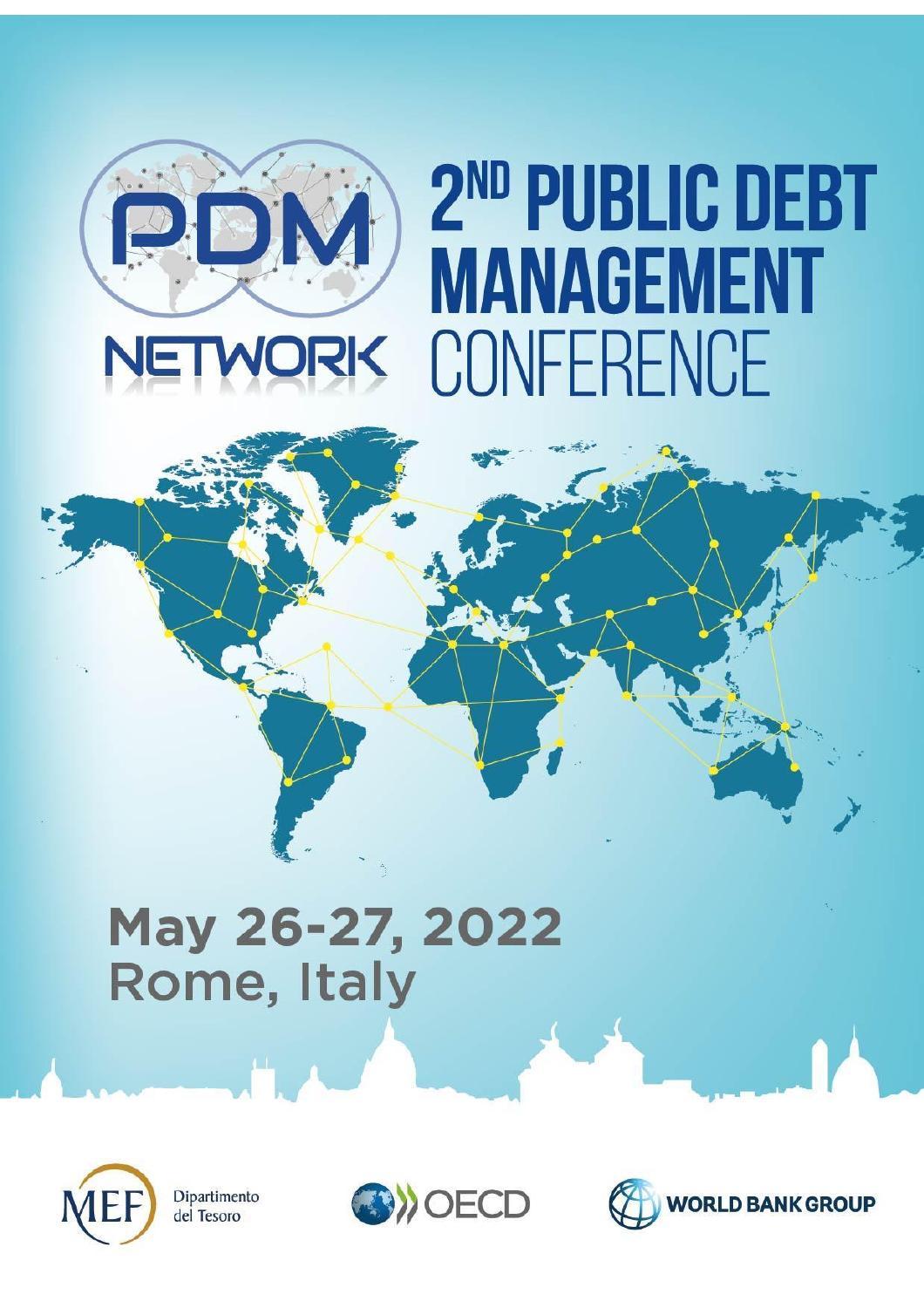PDM NETWORK

# 2ND PUBLIC DEBT MANAGEMENT CONFERENCE

## May 26-27, 2022
## Rome, Italy

MEF Dipartimento del Tesoro

OECD

WORLD BANK GROUP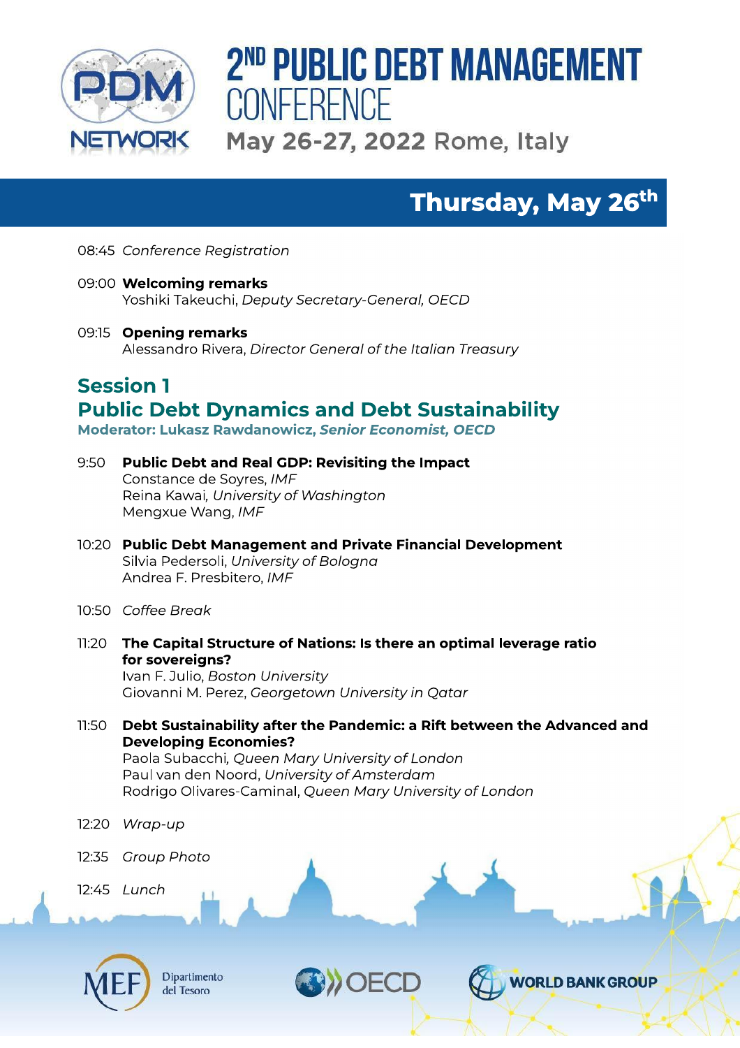# 2ND PUBLIC DEBT MANAGEMENT CONFERENCE

May 26-27, 2022 Rome, Italy

## Thursday, May 26th

08:45 *Conference Registration*

09:00 **Welcoming remarks**
Yoshiki Takeuchi, *Deputy Secretary-General, OECD*

09:15 **Opening remarks**
Alessandro Rivera, *Director General of the Italian Treasury*

## Session 1
## Public Debt Dynamics and Debt Sustainability

**Moderator: Lukasz Rawdanowicz, *Senior Economist, OECD***

9:50 **Public Debt and Real GDP: Revisiting the Impact**
Constance de Soyres, *IMF*
Reina Kawai, *University of Washington*
Mengxue Wang, *IMF*

10:20 **Public Debt Management and Private Financial Development**
Silvia Pedersoli, *University of Bologna*
Andrea F. Presbitero, *IMF*

10:50 *Coffee Break*

11:20 **The Capital Structure of Nations: Is there an optimal leverage ratio for sovereigns?**
Ivan F. Julio, *Boston University*
Giovanni M. Perez, *Georgetown University in Qatar*

11:50 **Debt Sustainability after the Pandemic: a Rift between the Advanced and Developing Economies?**
Paola Subacchi, *Queen Mary University of London*
Paul van den Noord, *University of Amsterdam*
Rodrigo Olivares-Caminal, *Queen Mary University of London*

12:20 *Wrap-up*

12:35 *Group Photo*

12:45 *Lunch*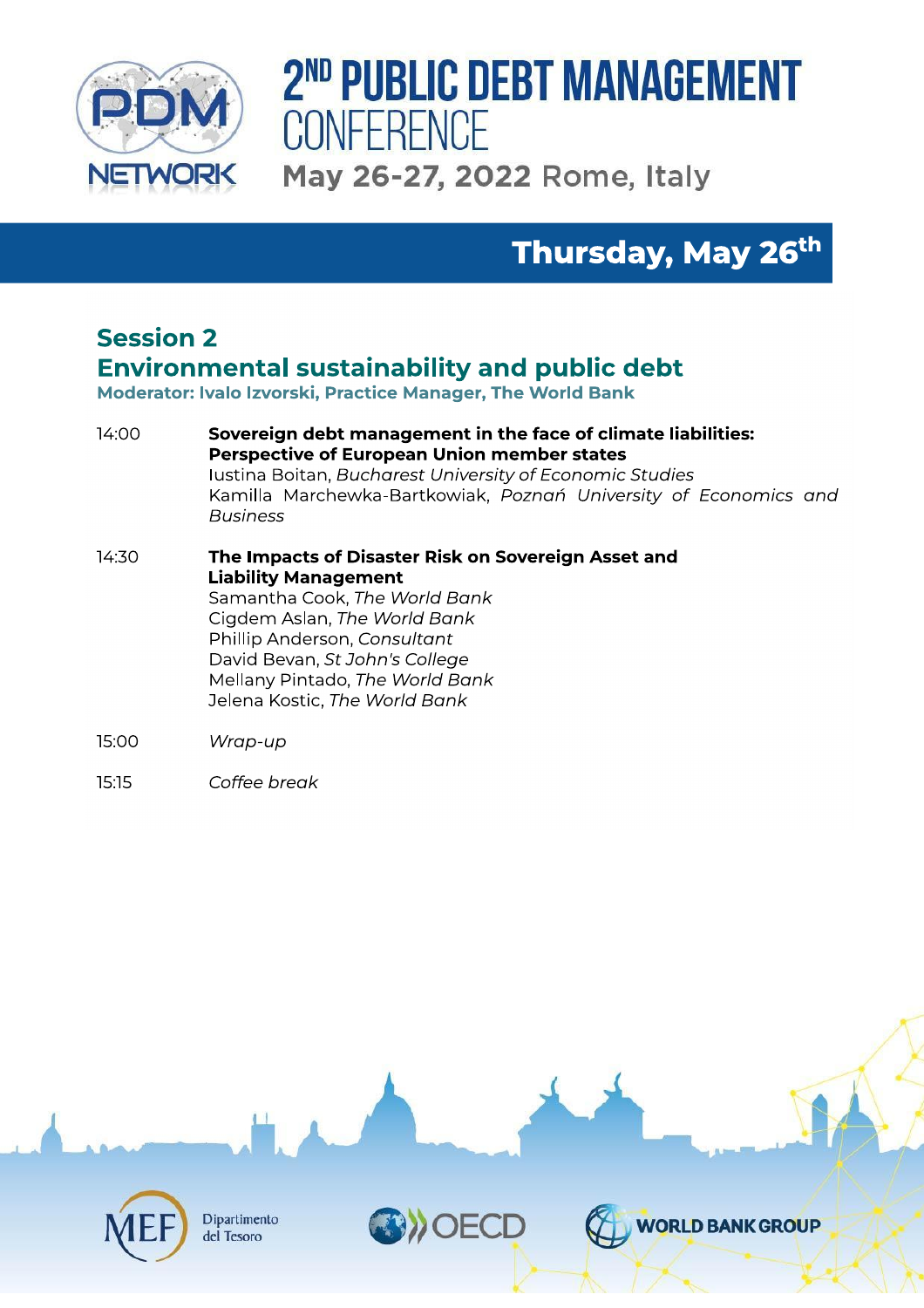# 2ND PUBLIC DEBT MANAGEMENT CONFERENCE

May 26-27, 2022 Rome, Italy

## Thursday, May 26th

### Session 2
### Environmental sustainability and public debt

**Moderator: Ivalo Izvorski, Practice Manager, The World Bank**

14:00 **Sovereign debt management in the face of climate liabilities: Perspective of European Union member states**
Iustina Boitan, *Bucharest University of Economic Studies*
Kamilla Marchewka-Bartkowiak, *Poznań University of Economics and Business*

14:30 **The Impacts of Disaster Risk on Sovereign Asset and Liability Management**
Samantha Cook, *The World Bank*
Cigdem Aslan, *The World Bank*
Phillip Anderson, *Consultant*
David Bevan, *St John's College*
Mellany Pintado, *The World Bank*
Jelena Kostic, *The World Bank*

15:00 *Wrap-up*

15:15 *Coffee break*

MEF Dipartimento del Tesoro
OECD
WORLD BANK GROUP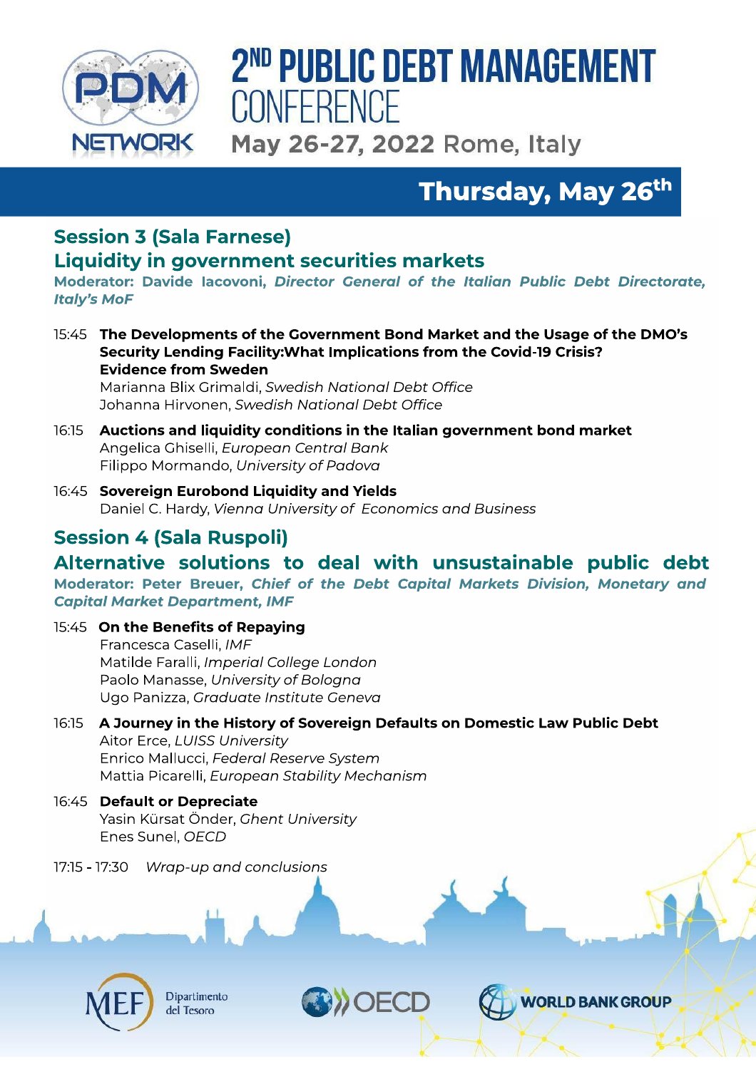# 2[ND] PUBLIC DEBT MANAGEMENT CONFERENCE

May 26-27, 2022 Rome, Italy

## Thursday, May 26[th]

### Session 3 (Sala Farnese)
### Liquidity in government securities markets

**Moderator: Davide Iacovoni,** ***Director General of the Italian Public Debt Directorate, Italy's MoF***

15:45 **The Developments of the Government Bond Market and the Usage of the DMO's Security Lending Facility:What Implications from the Covid-19 Crisis? Evidence from Sweden**
Marianna Blix Grimaldi, *Swedish National Debt Office*
Johanna Hirvonen, *Swedish National Debt Office*

16:15 **Auctions and liquidity conditions in the Italian government bond market**
Angelica Ghiselli, *European Central Bank*
Filippo Mormando, *University of Padova*

16:45 **Sovereign Eurobond Liquidity and Yields**
Daniel C. Hardy, *Vienna University of Economics and Business*

### Session 4 (Sala Ruspoli)
### Alternative solutions to deal with unsustainable public debt

**Moderator: Peter Breuer,** ***Chief of the Debt Capital Markets Division, Monetary and Capital Market Department, IMF***

15:45 **On the Benefits of Repaying**
Francesca Caselli, *IMF*
Matilde Faralli, *Imperial College London*
Paolo Manasse, *University of Bologna*
Ugo Panizza, *Graduate Institute Geneva*

16:15 **A Journey in the History of Sovereign Defaults on Domestic Law Public Debt**
Aitor Erce, *LUISS University*
Enrico Mallucci, *Federal Reserve System*
Mattia Picarelli, *European Stability Mechanism*

16:45 **Default or Depreciate**
Yasin Kürsat Önder, *Ghent University*
Enes Sunel, *OECD*

17:15 - 17:30 *Wrap-up and conclusions*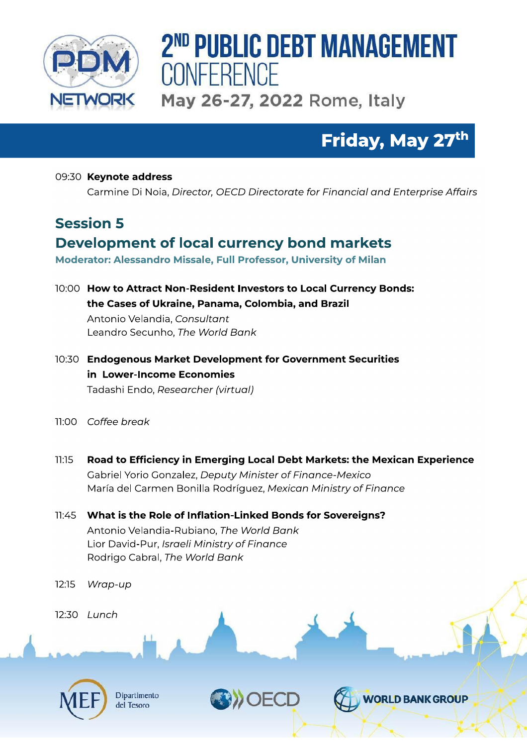# 2[ND] PUBLIC DEBT MANAGEMENT CONFERENCE

May 26-27, 2022 Rome, Italy

## Friday, May 27[th]

09:30 **Keynote address**
Carmine Di Noia, *Director, OECD Directorate for Financial and Enterprise Affairs*

## Session 5
## Development of local currency bond markets

**Moderator: Alessandro Missale, Full Professor, University of Milan**

10:00 **How to Attract Non-Resident Investors to Local Currency Bonds: the Cases of Ukraine, Panama, Colombia, and Brazil**
Antonio Velandia, *Consultant*
Leandro Secunho, *The World Bank*

10:30 **Endogenous Market Development for Government Securities in Lower-Income Economies**
Tadashi Endo, *Researcher (virtual)*

11:00 *Coffee break*

11:15 **Road to Efficiency in Emerging Local Debt Markets: the Mexican Experience**
Gabriel Yorio Gonzalez, *Deputy Minister of Finance-Mexico*
María del Carmen Bonilla Rodríguez, *Mexican Ministry of Finance*

11:45 **What is the Role of Inflation-Linked Bonds for Sovereigns?**
Antonio Velandia-Rubiano, *The World Bank*
Lior David-Pur, *Israeli Ministry of Finance*
Rodrigo Cabral, *The World Bank*

12:15 *Wrap-up*

12:30 *Lunch*

MEF Dipartimento del Tesoro | OECD | WORLD BANK GROUP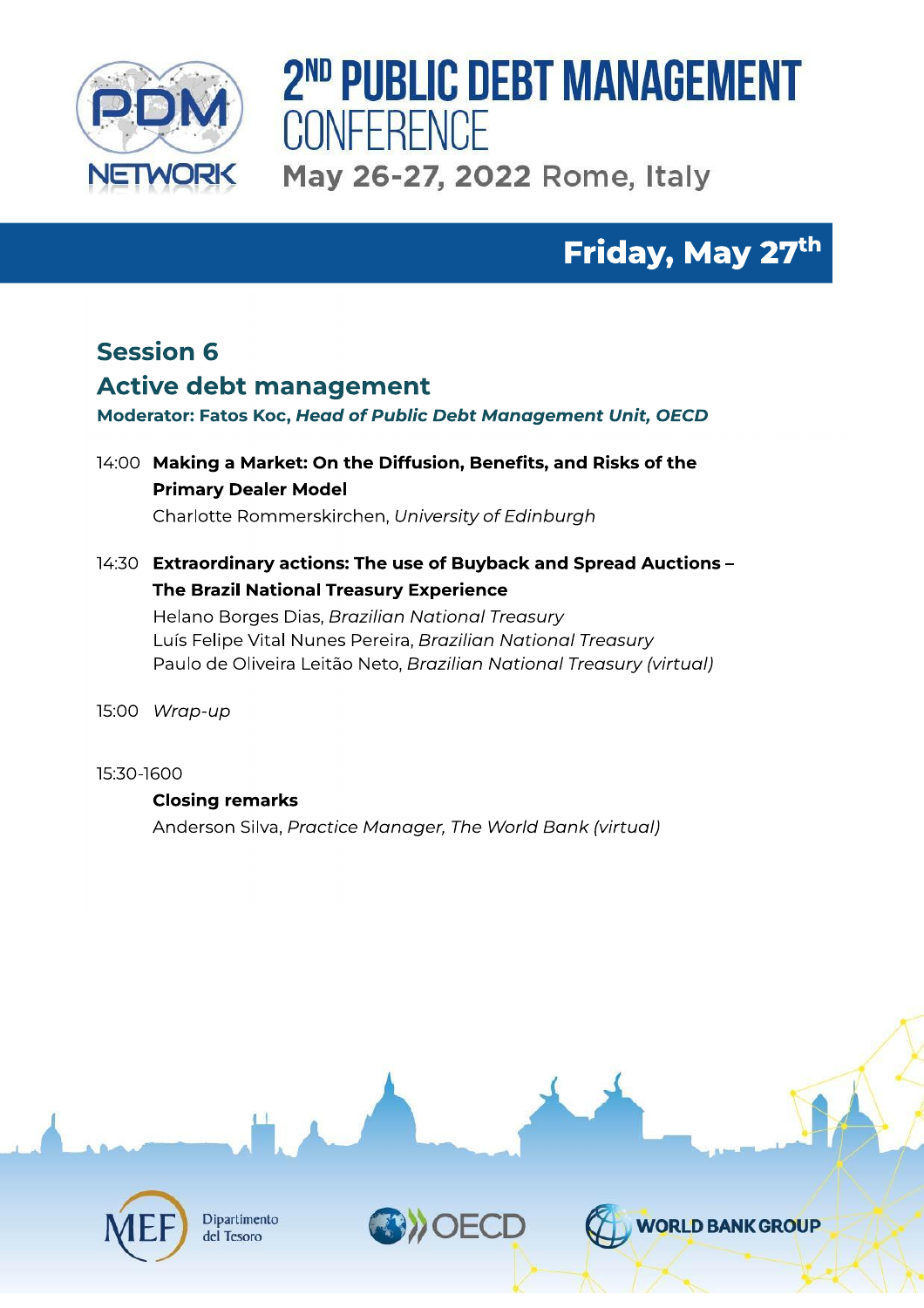# 2ND PUBLIC DEBT MANAGEMENT CONFERENCE

May 26-27, 2022 Rome, Italy

## Friday, May 27th

### Session 6

### Active debt management

**Moderator: Fatos Koc, *Head of Public Debt Management Unit, OECD***

14:00 **Making a Market: On the Diffusion, Benefits, and Risks of the Primary Dealer Model**
Charlotte Rommerskirchen, *University of Edinburgh*

14:30 **Extraordinary actions: The use of Buyback and Spread Auctions – The Brazil National Treasury Experience**
Helano Borges Dias, *Brazilian National Treasury*
Luís Felipe Vital Nunes Pereira, *Brazilian National Treasury*
Paulo de Oliveira Leitão Neto, *Brazilian National Treasury (virtual)*

15:00 *Wrap-up*

15:30-1600

**Closing remarks**
Anderson Silva, *Practice Manager, The World Bank (virtual)*

MEF Dipartimento del Tesoro

OECD

WORLD BANK GROUP